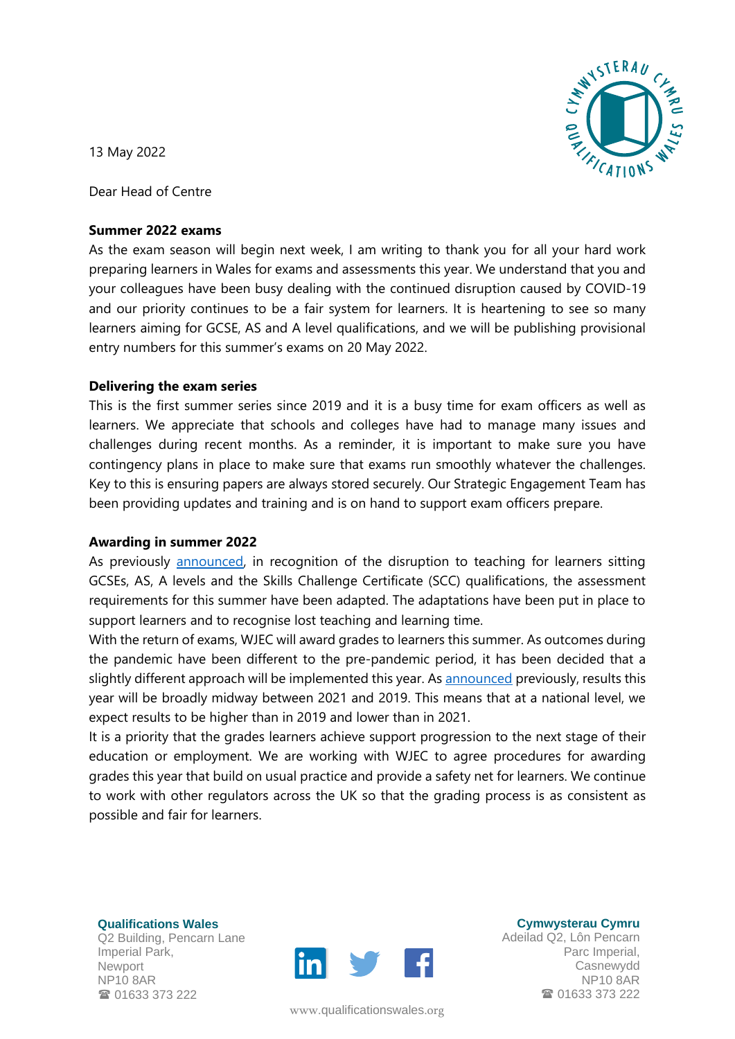13 May 2022

Dear Head of Centre

**Summer 2022 exams**

As the exam season will begin next week, I am writing to thank you for all your hard work preparing learners in Wales for exams and assessments this year. We understand that you and your colleagues have been busy dealing with the continued disruption caused by COVID-19 and our priority continues to be a fair system for learners. It is heartening to see so many learners aiming for GCSE, AS and A level qualifications, and we will be publishing provisional entry numbers for this summer's exams on 20 May 2022.

**Delivering the exam series**

This is the first summer series since 2019 and it is a busy time for exam officers as well as learners. We appreciate that schools and colleges have had to manage many issues and challenges during recent months. As a reminder, it is important to make sure you have contingency plans in place to make sure that exams run smoothly whatever the challenges. Key to this is ensuring papers are always stored securely. Our Strategic Engagement Team has been providing updates and training and is on hand to support exam officers prepare.

**Awarding in summer 2022**

As previously announced, in recognition of the disruption to teaching for learners sitting GCSEs, AS, A levels and the Skills Challenge Certificate (SCC) qualifications, the assessment requirements for this summer have been adapted. The adaptations have been put in place to support learners and to recognise lost teaching and learning time.

With the return of exams, WJEC will award grades to learners this summer. As outcomes during the pandemic have been different to the pre-pandemic period, it has been decided that a slightly different approach will be implemented this year. As announced previously, results this year will be broadly midway between 2021 and 2019. This means that at a national level, we expect results to be higher than in 2019 and lower than in 2021.

It is a priority that the grades learners achieve support progression to the next stage of their education or employment. We are working with WJEC to agree procedures for awarding grades this year that build on usual practice and provide a safety net for learners. We continue to work with other regulators across the UK so that the grading process is as consistent as possible and fair for learners.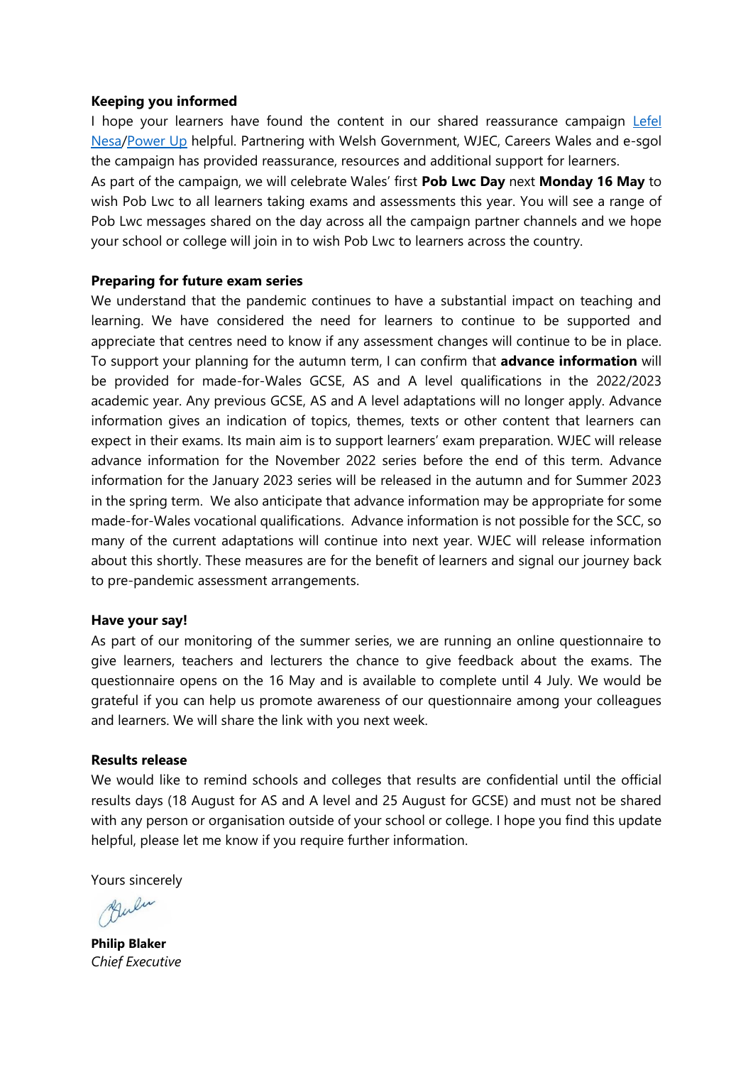**Keeping you informed**

I hope your learners have found the content in our shared reassurance campaign Lefel Nesa/Power Up helpful. Partnering with Welsh Government, WJEC, Careers Wales and e-sgol the campaign has provided reassurance, resources and additional support for learners.

As part of the campaign, we will celebrate Wales' first **Pob Lwc Day** next **Monday 16 May** to wish Pob Lwc to all learners taking exams and assessments this year. You will see a range of Pob Lwc messages shared on the day across all the campaign partner channels and we hope your school or college will join in to wish Pob Lwc to learners across the country.

**Preparing for future exam series**

We understand that the pandemic continues to have a substantial impact on teaching and learning. We have considered the need for learners to continue to be supported and appreciate that centres need to know if any assessment changes will continue to be in place. To support your planning for the autumn term, I can confirm that **advance information** will be provided for made-for-Wales GCSE, AS and A level qualifications in the 2022/2023 academic year. Any previous GCSE, AS and A level adaptations will no longer apply. Advance information gives an indication of topics, themes, texts or other content that learners can expect in their exams. Its main aim is to support learners' exam preparation. WJEC will release advance information for the November 2022 series before the end of this term. Advance information for the January 2023 series will be released in the autumn and for Summer 2023 in the spring term. We also anticipate that advance information may be appropriate for some made-for-Wales vocational qualifications. Advance information is not possible for the SCC, so many of the current adaptations will continue into next year. WJEC will release information about this shortly. These measures are for the benefit of learners and signal our journey back to pre-pandemic assessment arrangements.

**Have your say!**

As part of our monitoring of the summer series, we are running an online questionnaire to give learners, teachers and lecturers the chance to give feedback about the exams. The questionnaire opens on the 16 May and is available to complete until 4 July. We would be grateful if you can help us promote awareness of our questionnaire among your colleagues and learners. We will share the link with you next week.

**Results release**

We would like to remind schools and colleges that results are confidential until the official results days (18 August for AS and A level and 25 August for GCSE) and must not be shared with any person or organisation outside of your school or college. I hope you find this update helpful, please let me know if you require further information.

Yours sincerely

**Philip Blaker**
*Chief Executive*